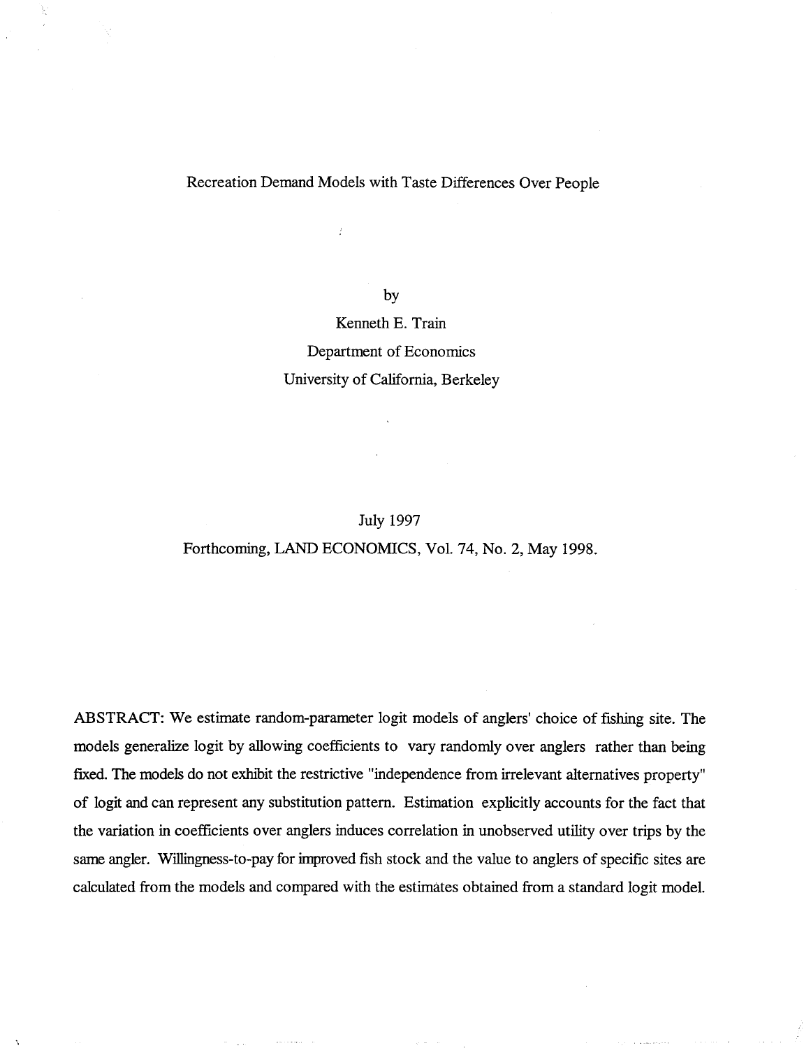# Recreation Demand Models with Taste Differences Over People

by

Kenneth E. Train

Department of Economics

University of California, Berkeley

July 1997

Forthcoming, LAND ECONOMICS, Vol. 74, No. 2, May 1998.

ABSTRACT: We estimate random-parameter logit models of anglers' choice of fishing site. The models generalize logit by allowing coefficients to vary randomly over anglers rather than being fixed. The models do not exhibit the restrictive "independence from irrelevant alternatives property" of logit and can represent any substitution pattern. Estimation explicitly accounts for the fact that the variation in coefficients over anglers induces correlation in unobserved utility over trips by the same angler. Willingness-to-pay for improved fish stock and the value to anglers of specific sites are calculated from the models and compared with the estimates obtained from a standard logit model.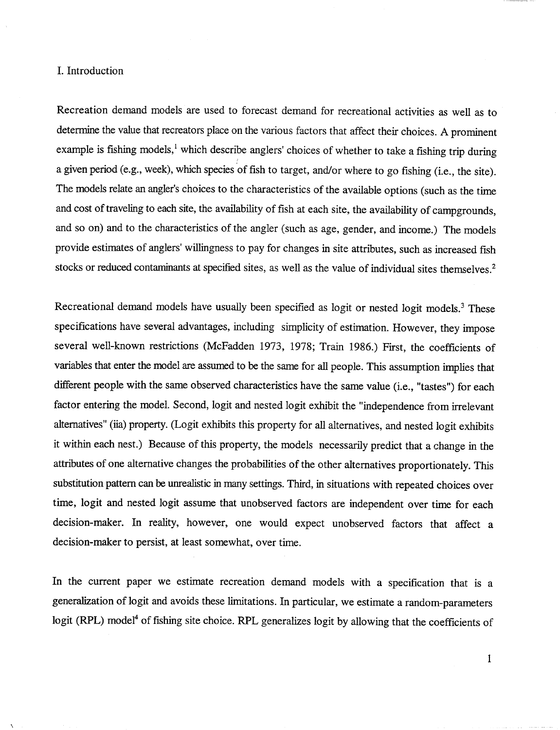## I. Introduction

Recreation demand models are used to forecast demand for recreational activities as well as to determine the value that recreators place on the various factors that affect their choices. A prominent example is fishing models,[1] which describe anglers' choices of whether to take a fishing trip during a given period (e.g., week), which species of fish to target, and/or where to go fishing (i.e., the site). The models relate an angler's choices to the characteristics of the available options (such as the time and cost of traveling to each site, the availability of fish at each site, the availability of campgrounds, and so on) and to the characteristics of the angler (such as age, gender, and income.) The models provide estimates of anglers' willingness to pay for changes in site attributes, such as increased fish stocks or reduced contaminants at specified sites, as well as the value of individual sites themselves.[2]

Recreational demand models have usually been specified as logit or nested logit models.[3] These specifications have several advantages, including simplicity of estimation. However, they impose several well-known restrictions (McFadden 1973, 1978; Train 1986.) First, the coefficients of variables that enter the model are assumed to be the same for all people. This assumption implies that different people with the same observed characteristics have the same value (i.e., "tastes") for each factor entering the model. Second, logit and nested logit exhibit the "independence from irrelevant alternatives" (iia) property. (Logit exhibits this property for all alternatives, and nested logit exhibits it within each nest.) Because of this property, the models necessarily predict that a change in the attributes of one alternative changes the probabilities of the other alternatives proportionately. This substitution pattern can be unrealistic in many settings. Third, in situations with repeated choices over time, logit and nested logit assume that unobserved factors are independent over time for each decision-maker. In reality, however, one would expect unobserved factors that affect a decision-maker to persist, at least somewhat, over time.

In the current paper we estimate recreation demand models with a specification that is a generalization of logit and avoids these limitations. In particular, we estimate a random-parameters logit (RPL) model[4] of fishing site choice. RPL generalizes logit by allowing that the coefficients of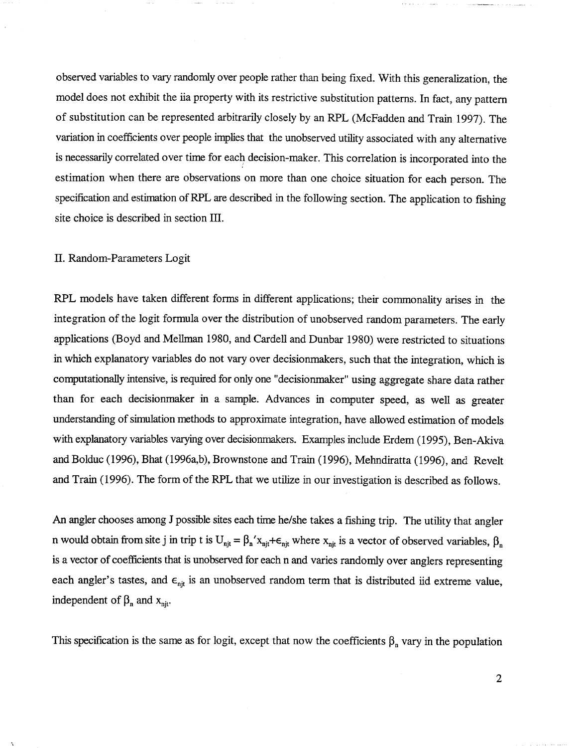observed variables to vary randomly over people rather than being fixed. With this generalization, the model does not exhibit the iia property with its restrictive substitution patterns. In fact, any pattern of substitution can be represented arbitrarily closely by an RPL (McFadden and Train 1997). The variation in coefficients over people implies that the unobserved utility associated with any alternative is necessarily correlated over time for each decision-maker. This correlation is incorporated into the estimation when there are observations on more than one choice situation for each person. The specification and estimation of RPL are described in the following section. The application to fishing site choice is described in section III.

## II. Random-Parameters Logit

RPL models have taken different forms in different applications; their commonality arises in the integration of the logit formula over the distribution of unobserved random parameters. The early applications (Boyd and Mellman 1980, and Cardell and Dunbar 1980) were restricted to situations in which explanatory variables do not vary over decisionmakers, such that the integration, which is computationally intensive, is required for only one "decisionmaker" using aggregate share data rather than for each decisionmaker in a sample. Advances in computer speed, as well as greater understanding of simulation methods to approximate integration, have allowed estimation of models with explanatory variables varying over decisionmakers. Examples include Erdem (1995), Ben-Akiva and Bolduc (1996), Bhat (1996a,b), Brownstone and Train (1996), Mehndiratta (1996), and Revelt and Train (1996). The form of the RPL that we utilize in our investigation is described as follows.

An angler chooses among J possible sites each time he/she takes a fishing trip. The utility that angler n would obtain from site j in trip t is $U_{njt} = \beta_n' x_{njt} + \epsilon_{njt}$ where $x_{njt}$ is a vector of observed variables, $\beta_n$ is a vector of coefficients that is unobserved for each n and varies randomly over anglers representing each angler's tastes, and $\epsilon_{njt}$ is an unobserved random term that is distributed iid extreme value, independent of $\beta_n$ and $x_{njt}$.

This specification is the same as for logit, except that now the coefficients $\beta_n$ vary in the population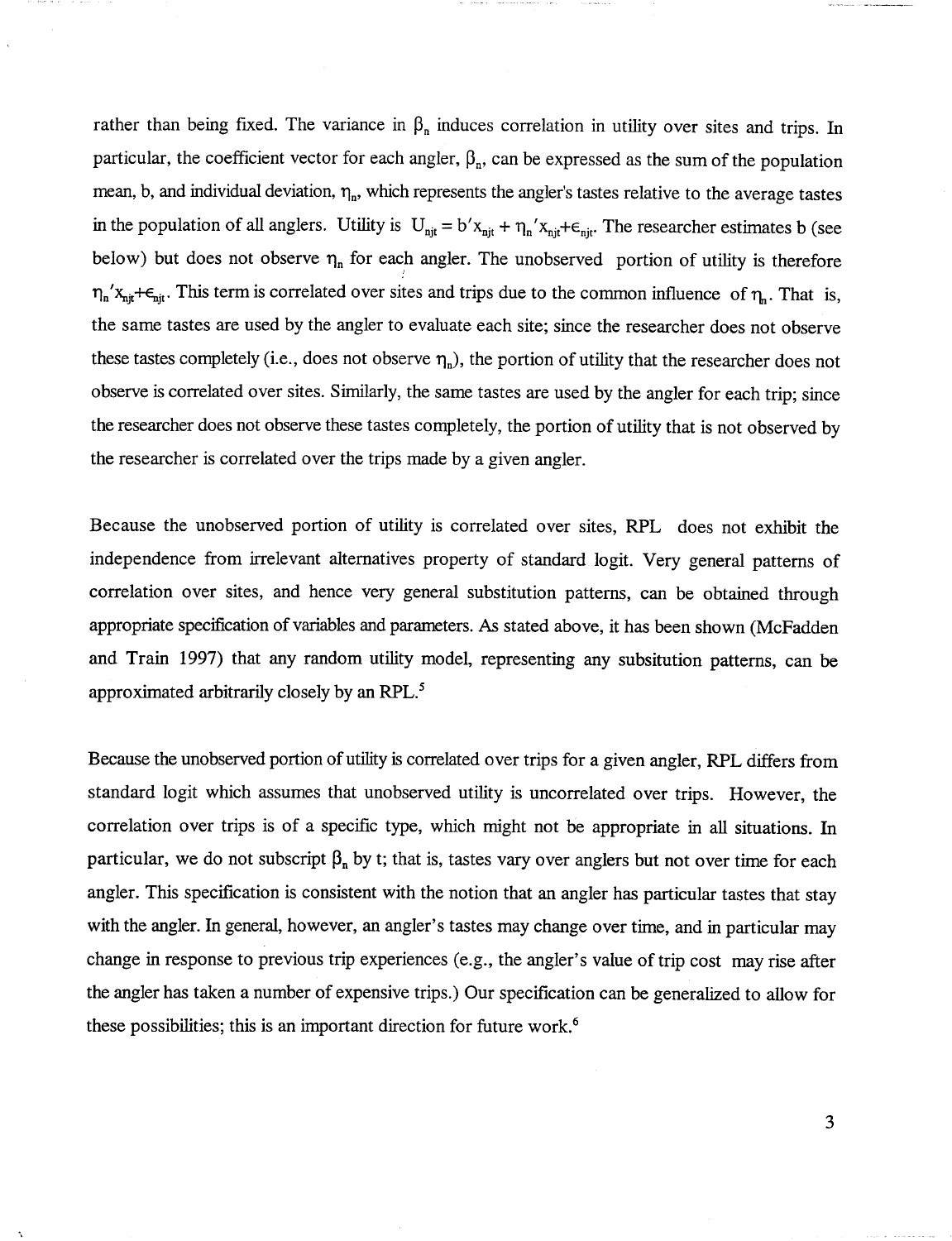rather than being fixed. The variance in $\beta_n$ induces correlation in utility over sites and trips. In particular, the coefficient vector for each angler, $\beta_n$, can be expressed as the sum of the population mean, b, and individual deviation, $\eta_n$, which represents the angler's tastes relative to the average tastes in the population of all anglers. Utility is $U_{njt} = b'x_{njt} + \eta_n'x_{njt} + \epsilon_{njt}$. The researcher estimates b (see below) but does not observe $\eta_n$ for each angler. The unobserved portion of utility is therefore $\eta_n'x_{njt} + \epsilon_{njt}$. This term is correlated over sites and trips due to the common influence of $\eta_n$. That is, the same tastes are used by the angler to evaluate each site; since the researcher does not observe these tastes completely (i.e., does not observe $\eta_n$), the portion of utility that the researcher does not observe is correlated over sites. Similarly, the same tastes are used by the angler for each trip; since the researcher does not observe these tastes completely, the portion of utility that is not observed by the researcher is correlated over the trips made by a given angler.

Because the unobserved portion of utility is correlated over sites, RPL does not exhibit the independence from irrelevant alternatives property of standard logit. Very general patterns of correlation over sites, and hence very general substitution patterns, can be obtained through appropriate specification of variables and parameters. As stated above, it has been shown (McFadden and Train 1997) that any random utility model, representing any subsitution patterns, can be approximated arbitrarily closely by an RPL.[5]

Because the unobserved portion of utility is correlated over trips for a given angler, RPL differs from standard logit which assumes that unobserved utility is uncorrelated over trips. However, the correlation over trips is of a specific type, which might not be appropriate in all situations. In particular, we do not subscript $\beta_n$ by t; that is, tastes vary over anglers but not over time for each angler. This specification is consistent with the notion that an angler has particular tastes that stay with the angler. In general, however, an angler's tastes may change over time, and in particular may change in response to previous trip experiences (e.g., the angler's value of trip cost may rise after the angler has taken a number of expensive trips.) Our specification can be generalized to allow for these possibilities; this is an important direction for future work.[6]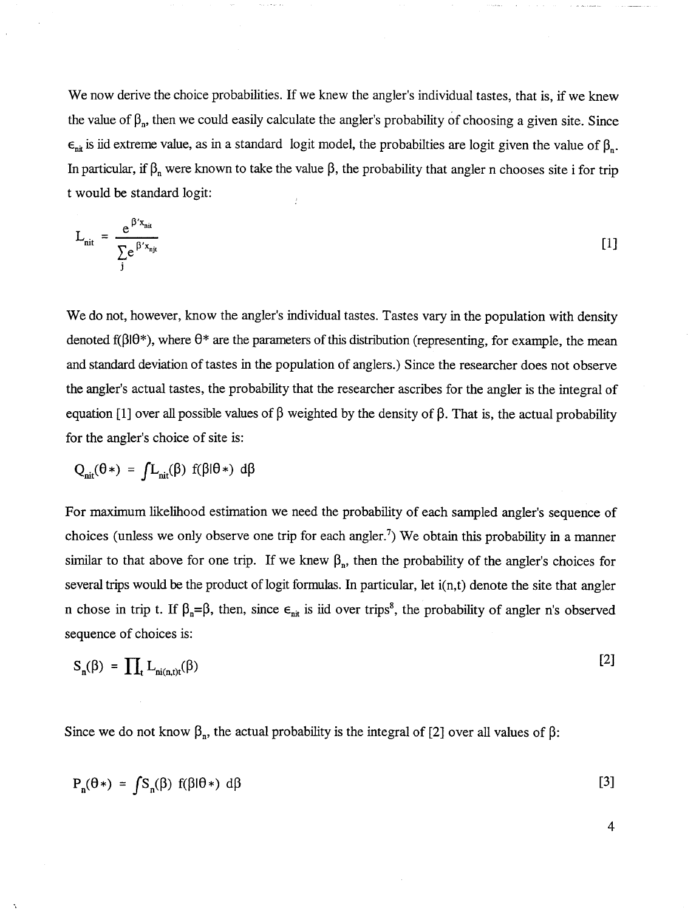We now derive the choice probabilities. If we knew the angler's individual tastes, that is, if we knew the value of $\beta_n$, then we could easily calculate the angler's probability of choosing a given site. Since $\epsilon_{nit}$ is iid extreme value, as in a standard logit model, the probabilties are logit given the value of $\beta_n$. In particular, if $\beta_n$ were known to take the value $\beta$, the probability that angler n chooses site i for trip t would be standard logit:

$$L_{nit} = \frac{e^{\beta' x_{nit}}}{\sum_j e^{\beta' x_{njt}}} \qquad [1]$$

We do not, however, know the angler's individual tastes. Tastes vary in the population with density denoted $f(\beta|\theta^*)$, where $\theta^*$ are the parameters of this distribution (representing, for example, the mean and standard deviation of tastes in the population of anglers.) Since the researcher does not observe the angler's actual tastes, the probability that the researcher ascribes for the angler is the integral of equation [1] over all possible values of $\beta$ weighted by the density of $\beta$. That is, the actual probability for the angler's choice of site is:

$$Q_{nit}(\theta^*) = \int L_{nit}(\beta) \, f(\beta|\theta^*) \, d\beta$$

For maximum likelihood estimation we need the probability of each sampled angler's sequence of choices (unless we only observe one trip for each angler.[7]) We obtain this probability in a manner similar to that above for one trip. If we knew $\beta_n$, then the probability of the angler's choices for several trips would be the product of logit formulas. In particular, let i(n,t) denote the site that angler n chose in trip t. If $\beta_n = \beta$, then, since $\epsilon_{nit}$ is iid over trips[8], the probability of angler n's observed sequence of choices is:

$$S_n(\beta) = \prod_t L_{ni(n,t)t}(\beta) \qquad [2]$$

Since we do not know $\beta_n$, the actual probability is the integral of [2] over all values of $\beta$:

$$P_n(\theta^*) = \int S_n(\beta) \, f(\beta|\theta^*) \, d\beta \qquad [3]$$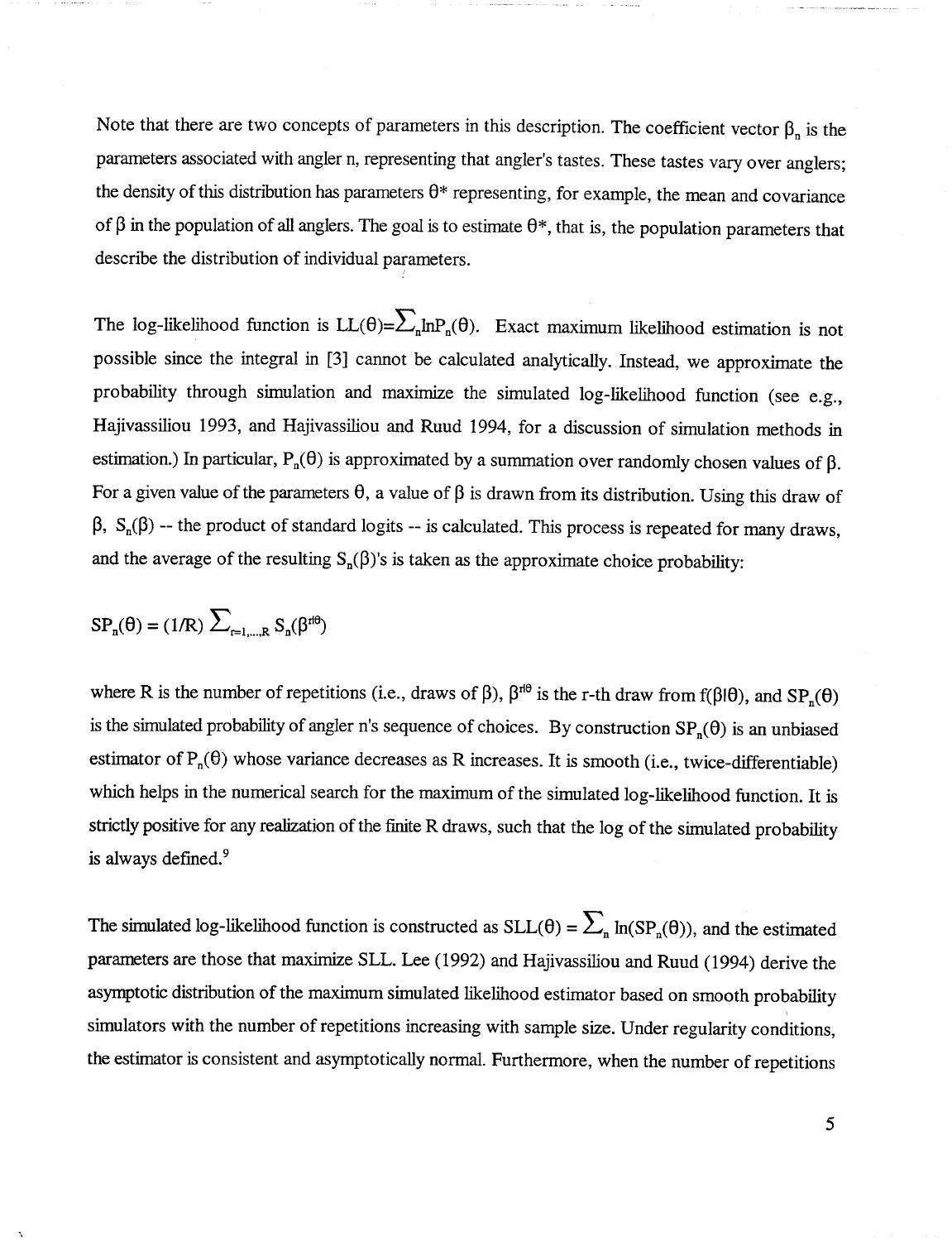Note that there are two concepts of parameters in this description. The coefficient vector $\beta_n$ is the parameters associated with angler n, representing that angler's tastes. These tastes vary over anglers; the density of this distribution has parameters $\theta^*$ representing, for example, the mean and covariance of $\beta$ in the population of all anglers. The goal is to estimate $\theta^*$, that is, the population parameters that describe the distribution of individual parameters.

The log-likelihood function is $LL(\theta)=\sum_n \ln P_n(\theta)$. Exact maximum likelihood estimation is not possible since the integral in [3] cannot be calculated analytically. Instead, we approximate the probability through simulation and maximize the simulated log-likelihood function (see e.g., Hajivassiliou 1993, and Hajivassiliou and Ruud 1994, for a discussion of simulation methods in estimation.) In particular, $P_n(\theta)$ is approximated by a summation over randomly chosen values of $\beta$. For a given value of the parameters $\theta$, a value of $\beta$ is drawn from its distribution. Using this draw of $\beta$, $S_n(\beta)$ -- the product of standard logits -- is calculated. This process is repeated for many draws, and the average of the resulting $S_n(\beta)$'s is taken as the approximate choice probability:

$$SP_n(\theta) = (1/R) \sum_{r=1,\ldots,R} S_n(\beta^{r|\theta})$$

where R is the number of repetitions (i.e., draws of $\beta$), $\beta^{r|\theta}$ is the r-th draw from $f(\beta|\theta)$, and $SP_n(\theta)$ is the simulated probability of angler n's sequence of choices. By construction $SP_n(\theta)$ is an unbiased estimator of $P_n(\theta)$ whose variance decreases as R increases. It is smooth (i.e., twice-differentiable) which helps in the numerical search for the maximum of the simulated log-likelihood function. It is strictly positive for any realization of the finite R draws, such that the log of the simulated probability is always defined.[9]

The simulated log-likelihood function is constructed as $SLL(\theta) = \sum_n \ln(SP_n(\theta))$, and the estimated parameters are those that maximize SLL. Lee (1992) and Hajivassiliou and Ruud (1994) derive the asymptotic distribution of the maximum simulated likelihood estimator based on smooth probability simulators with the number of repetitions increasing with sample size. Under regularity conditions, the estimator is consistent and asymptotically normal. Furthermore, when the number of repetitions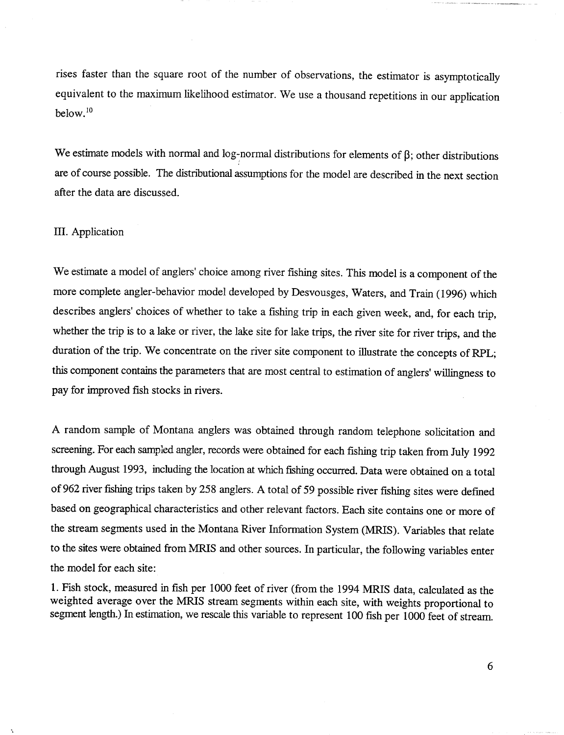rises faster than the square root of the number of observations, the estimator is asymptotically equivalent to the maximum likelihood estimator. We use a thousand repetitions in our application below.[10]

We estimate models with normal and log-normal distributions for elements of $\beta$; other distributions are of course possible. The distributional assumptions for the model are described in the next section after the data are discussed.

## III. Application

We estimate a model of anglers' choice among river fishing sites. This model is a component of the more complete angler-behavior model developed by Desvousges, Waters, and Train (1996) which describes anglers' choices of whether to take a fishing trip in each given week, and, for each trip, whether the trip is to a lake or river, the lake site for lake trips, the river site for river trips, and the duration of the trip. We concentrate on the river site component to illustrate the concepts of RPL; this component contains the parameters that are most central to estimation of anglers' willingness to pay for improved fish stocks in rivers.

A random sample of Montana anglers was obtained through random telephone solicitation and screening. For each sampled angler, records were obtained for each fishing trip taken from July 1992 through August 1993, including the location at which fishing occurred. Data were obtained on a total of 962 river fishing trips taken by 258 anglers. A total of 59 possible river fishing sites were defined based on geographical characteristics and other relevant factors. Each site contains one or more of the stream segments used in the Montana River Information System (MRIS). Variables that relate to the sites were obtained from MRIS and other sources. In particular, the following variables enter the model for each site:

1. Fish stock, measured in fish per 1000 feet of river (from the 1994 MRIS data, calculated as the weighted average over the MRIS stream segments within each site, with weights proportional to segment length.) In estimation, we rescale this variable to represent 100 fish per 1000 feet of stream.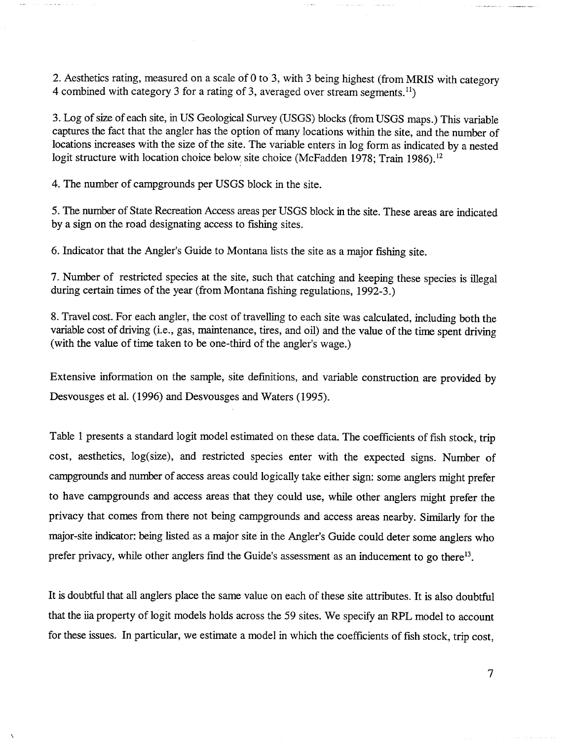2. Aesthetics rating, measured on a scale of 0 to 3, with 3 being highest (from MRIS with category 4 combined with category 3 for a rating of 3, averaged over stream segments.[11])

3. Log of size of each site, in US Geological Survey (USGS) blocks (from USGS maps.) This variable captures the fact that the angler has the option of many locations within the site, and the number of locations increases with the size of the site. The variable enters in log form as indicated by a nested logit structure with location choice below site choice (McFadden 1978; Train 1986).[12]

4. The number of campgrounds per USGS block in the site.

5. The number of State Recreation Access areas per USGS block in the site. These areas are indicated by a sign on the road designating access to fishing sites.

6. Indicator that the Angler's Guide to Montana lists the site as a major fishing site.

7. Number of restricted species at the site, such that catching and keeping these species is illegal during certain times of the year (from Montana fishing regulations, 1992-3.)

8. Travel cost. For each angler, the cost of travelling to each site was calculated, including both the variable cost of driving (i.e., gas, maintenance, tires, and oil) and the value of the time spent driving (with the value of time taken to be one-third of the angler's wage.)

Extensive information on the sample, site definitions, and variable construction are provided by Desvousges et al. (1996) and Desvousges and Waters (1995).

Table 1 presents a standard logit model estimated on these data. The coefficients of fish stock, trip cost, aesthetics, log(size), and restricted species enter with the expected signs. Number of campgrounds and number of access areas could logically take either sign: some anglers might prefer to have campgrounds and access areas that they could use, while other anglers might prefer the privacy that comes from there not being campgrounds and access areas nearby. Similarly for the major-site indicator: being listed as a major site in the Angler's Guide could deter some anglers who prefer privacy, while other anglers find the Guide's assessment as an inducement to go there[13].

It is doubtful that all anglers place the same value on each of these site attributes. It is also doubtful that the iia property of logit models holds across the 59 sites. We specify an RPL model to account for these issues. In particular, we estimate a model in which the coefficients of fish stock, trip cost,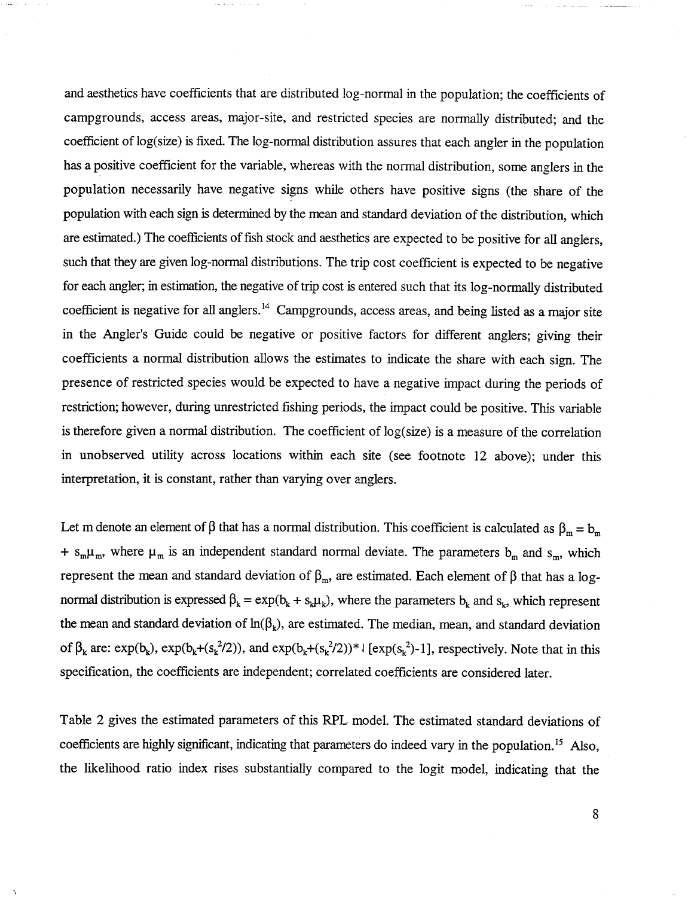and aesthetics have coefficients that are distributed log-normal in the population; the coefficients of campgrounds, access areas, major-site, and restricted species are normally distributed; and the coefficient of log(size) is fixed. The log-normal distribution assures that each angler in the population has a positive coefficient for the variable, whereas with the normal distribution, some anglers in the population necessarily have negative signs while others have positive signs (the share of the population with each sign is determined by the mean and standard deviation of the distribution, which are estimated.) The coefficients of fish stock and aesthetics are expected to be positive for all anglers, such that they are given log-normal distributions. The trip cost coefficient is expected to be negative for each angler; in estimation, the negative of trip cost is entered such that its log-normally distributed coefficient is negative for all anglers.[14] Campgrounds, access areas, and being listed as a major site in the Angler's Guide could be negative or positive factors for different anglers; giving their coefficients a normal distribution allows the estimates to indicate the share with each sign. The presence of restricted species would be expected to have a negative impact during the periods of restriction; however, during unrestricted fishing periods, the impact could be positive. This variable is therefore given a normal distribution. The coefficient of log(size) is a measure of the correlation in unobserved utility across locations within each site (see footnote 12 above); under this interpretation, it is constant, rather than varying over anglers.

Let m denote an element of $\beta$ that has a normal distribution. This coefficient is calculated as $\beta_m = b_m + s_m\mu_m$, where $\mu_m$ is an independent standard normal deviate. The parameters $b_m$ and $s_m$, which represent the mean and standard deviation of $\beta_m$, are estimated. Each element of $\beta$ that has a log-normal distribution is expressed $\beta_k = \exp(b_k + s_k\mu_k)$, where the parameters $b_k$ and $s_k$, which represent the mean and standard deviation of $\ln(\beta_k)$, are estimated. The median, mean, and standard deviation of $\beta_k$ are: $\exp(b_k)$, $\exp(b_k+(s_k^2/2))$, and $\exp(b_k+(s_k^2/2))*\sqrt{[\exp(s_k^2)-1]}$, respectively. Note that in this specification, the coefficients are independent; correlated coefficients are considered later.

Table 2 gives the estimated parameters of this RPL model. The estimated standard deviations of coefficients are highly significant, indicating that parameters do indeed vary in the population.[15] Also, the likelihood ratio index rises substantially compared to the logit model, indicating that the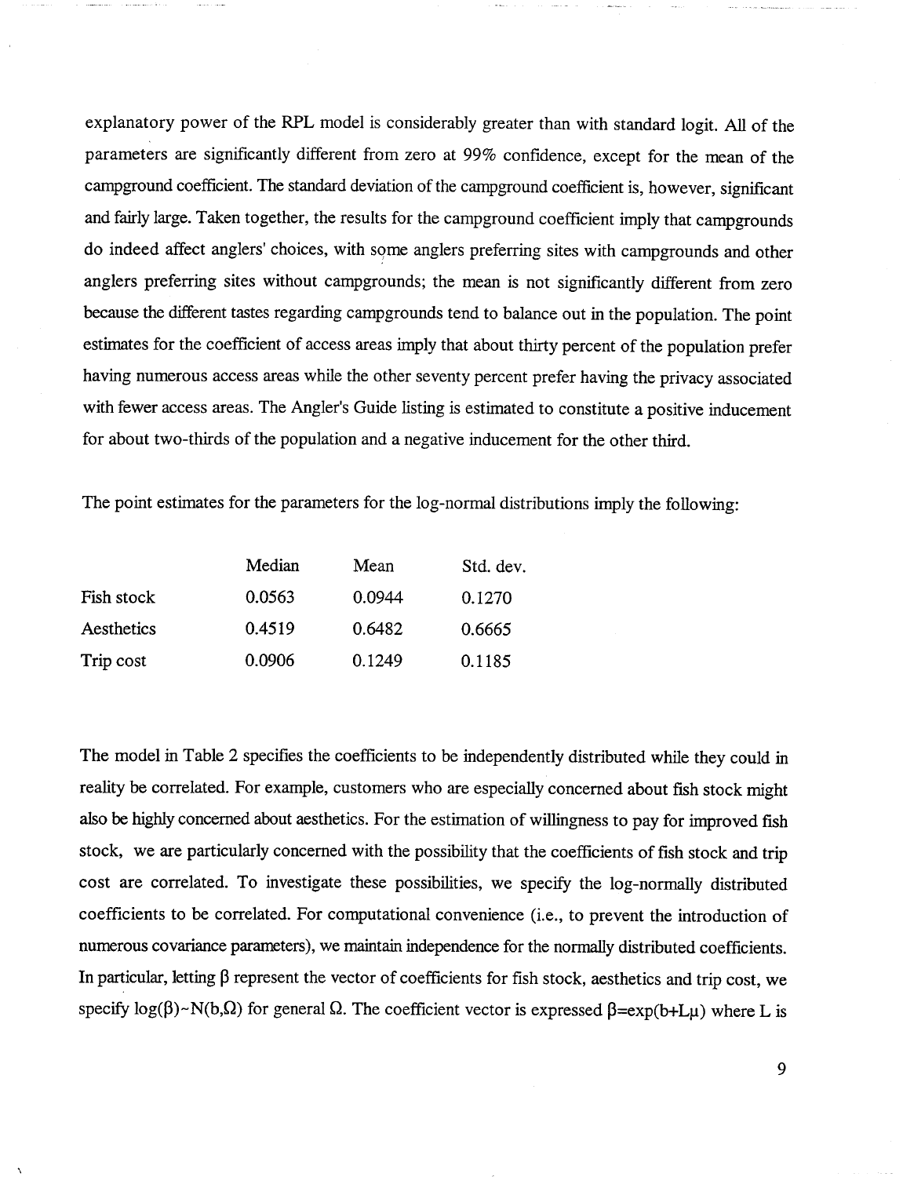explanatory power of the RPL model is considerably greater than with standard logit. All of the parameters are significantly different from zero at 99% confidence, except for the mean of the campground coefficient. The standard deviation of the campground coefficient is, however, significant and fairly large. Taken together, the results for the campground coefficient imply that campgrounds do indeed affect anglers' choices, with some anglers preferring sites with campgrounds and other anglers preferring sites without campgrounds; the mean is not significantly different from zero because the different tastes regarding campgrounds tend to balance out in the population. The point estimates for the coefficient of access areas imply that about thirty percent of the population prefer having numerous access areas while the other seventy percent prefer having the privacy associated with fewer access areas. The Angler's Guide listing is estimated to constitute a positive inducement for about two-thirds of the population and a negative inducement for the other third.

The point estimates for the parameters for the log-normal distributions imply the following:

| | Median | Mean | Std. dev. |
|---|---|---|---|
| Fish stock | 0.0563 | 0.0944 | 0.1270 |
| Aesthetics | 0.4519 | 0.6482 | 0.6665 |
| Trip cost | 0.0906 | 0.1249 | 0.1185 |

The model in Table 2 specifies the coefficients to be independently distributed while they could in reality be correlated. For example, customers who are especially concerned about fish stock might also be highly concerned about aesthetics. For the estimation of willingness to pay for improved fish stock, we are particularly concerned with the possibility that the coefficients of fish stock and trip cost are correlated. To investigate these possibilities, we specify the log-normally distributed coefficients to be correlated. For computational convenience (i.e., to prevent the introduction of numerous covariance parameters), we maintain independence for the normally distributed coefficients. In particular, letting $\beta$ represent the vector of coefficients for fish stock, aesthetics and trip cost, we specify $\log(\beta) \sim N(b, \Omega)$ for general $\Omega$. The coefficient vector is expressed $\beta = \exp(b + L\mu)$ where L is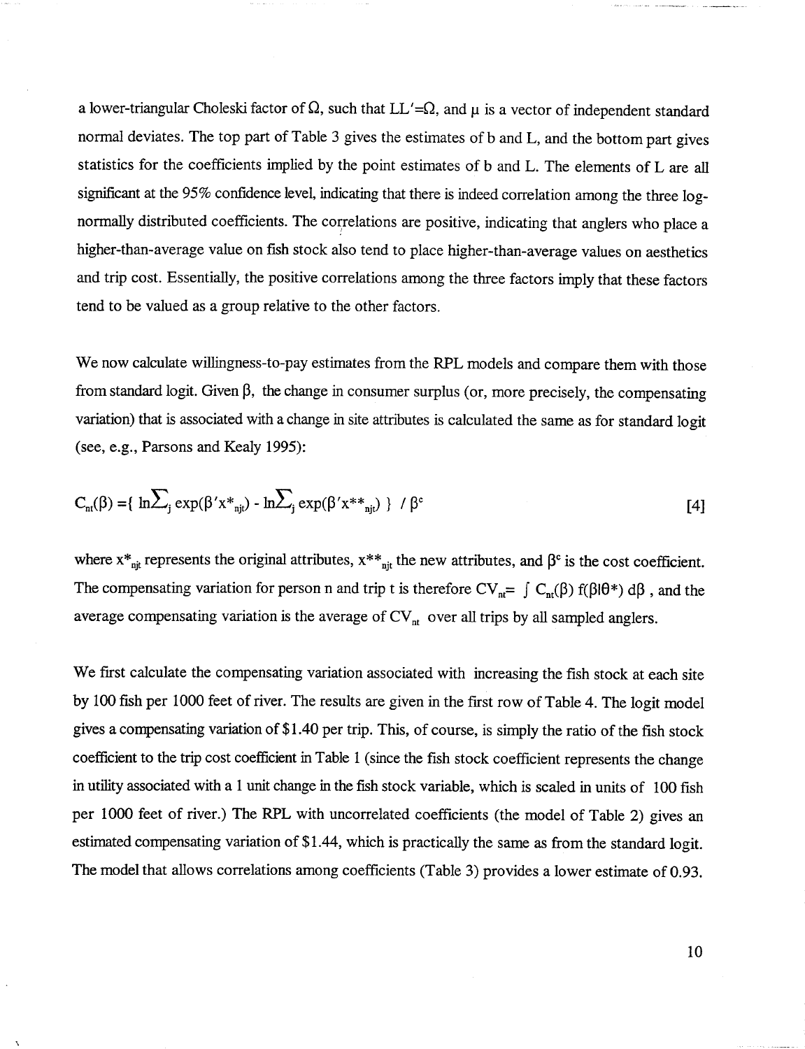a lower-triangular Choleski factor of $\Omega$, such that $LL'=\Omega$, and $\mu$ is a vector of independent standard normal deviates. The top part of Table 3 gives the estimates of b and L, and the bottom part gives statistics for the coefficients implied by the point estimates of b and L. The elements of L are all significant at the 95% confidence level, indicating that there is indeed correlation among the three log-normally distributed coefficients. The correlations are positive, indicating that anglers who place a higher-than-average value on fish stock also tend to place higher-than-average values on aesthetics and trip cost. Essentially, the positive correlations among the three factors imply that these factors tend to be valued as a group relative to the other factors.

We now calculate willingness-to-pay estimates from the RPL models and compare them with those from standard logit. Given $\beta$, the change in consumer surplus (or, more precisely, the compensating variation) that is associated with a change in site attributes is calculated the same as for standard logit (see, e.g., Parsons and Kealy 1995):

$$C_{nt}(\beta) = \{ \ln\textstyle\sum_j \exp(\beta' x^*_{njt}) - \ln\textstyle\sum_j \exp(\beta' x^{**}_{njt}) \} \; / \; \beta^c \qquad [4]$$

where $x^*_{njt}$ represents the original attributes, $x^{**}_{njt}$ the new attributes, and $\beta^c$ is the cost coefficient. The compensating variation for person n and trip t is therefore $CV_{nt} = \int C_{nt}(\beta)\, f(\beta|\theta^*)\, d\beta$ , and the average compensating variation is the average of $CV_{nt}$ over all trips by all sampled anglers.

We first calculate the compensating variation associated with increasing the fish stock at each site by 100 fish per 1000 feet of river. The results are given in the first row of Table 4. The logit model gives a compensating variation of $1.40 per trip. This, of course, is simply the ratio of the fish stock coefficient to the trip cost coefficient in Table 1 (since the fish stock coefficient represents the change in utility associated with a 1 unit change in the fish stock variable, which is scaled in units of 100 fish per 1000 feet of river.) The RPL with uncorrelated coefficients (the model of Table 2) gives an estimated compensating variation of $1.44, which is practically the same as from the standard logit. The model that allows correlations among coefficients (Table 3) provides a lower estimate of 0.93.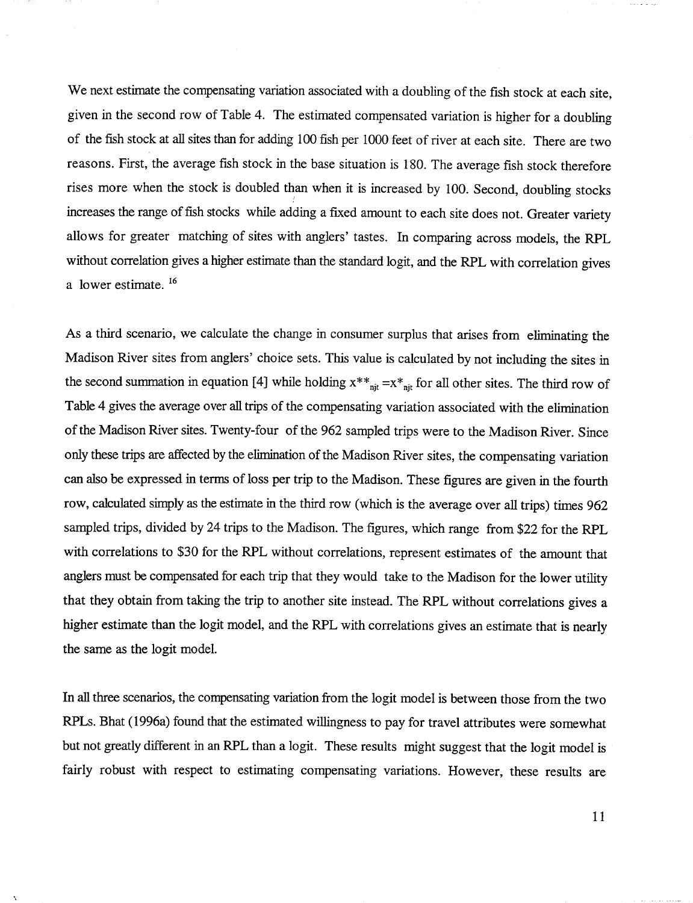We next estimate the compensating variation associated with a doubling of the fish stock at each site, given in the second row of Table 4. The estimated compensated variation is higher for a doubling of the fish stock at all sites than for adding 100 fish per 1000 feet of river at each site. There are two reasons. First, the average fish stock in the base situation is 180. The average fish stock therefore rises more when the stock is doubled than when it is increased by 100. Second, doubling stocks increases the range of fish stocks while adding a fixed amount to each site does not. Greater variety allows for greater matching of sites with anglers' tastes. In comparing across models, the RPL without correlation gives a higher estimate than the standard logit, and the RPL with correlation gives a lower estimate. [16]

As a third scenario, we calculate the change in consumer surplus that arises from eliminating the Madison River sites from anglers' choice sets. This value is calculated by not including the sites in the second summation in equation [4] while holding $x^{**}_{njt} = x^{*}_{njt}$ for all other sites. The third row of Table 4 gives the average over all trips of the compensating variation associated with the elimination of the Madison River sites. Twenty-four of the 962 sampled trips were to the Madison River. Since only these trips are affected by the elimination of the Madison River sites, the compensating variation can also be expressed in terms of loss per trip to the Madison. These figures are given in the fourth row, calculated simply as the estimate in the third row (which is the average over all trips) times 962 sampled trips, divided by 24 trips to the Madison. The figures, which range from \$22 for the RPL with correlations to \$30 for the RPL without correlations, represent estimates of the amount that anglers must be compensated for each trip that they would take to the Madison for the lower utility that they obtain from taking the trip to another site instead. The RPL without correlations gives a higher estimate than the logit model, and the RPL with correlations gives an estimate that is nearly the same as the logit model.

In all three scenarios, the compensating variation from the logit model is between those from the two RPLs. Bhat (1996a) found that the estimated willingness to pay for travel attributes were somewhat but not greatly different in an RPL than a logit. These results might suggest that the logit model is fairly robust with respect to estimating compensating variations. However, these results are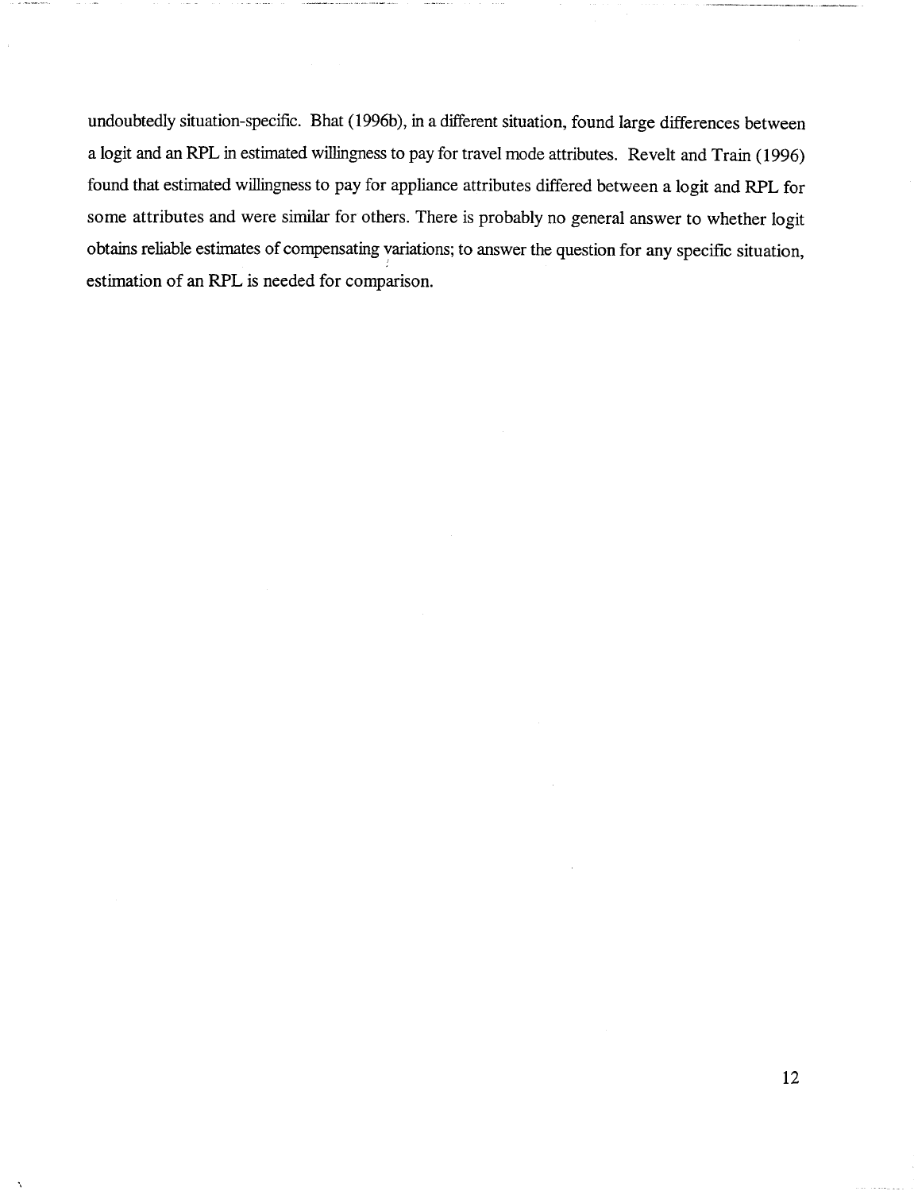undoubtedly situation-specific. Bhat (1996b), in a different situation, found large differences between a logit and an RPL in estimated willingness to pay for travel mode attributes. Revelt and Train (1996) found that estimated willingness to pay for appliance attributes differed between a logit and RPL for some attributes and were similar for others. There is probably no general answer to whether logit obtains reliable estimates of compensating variations; to answer the question for any specific situation, estimation of an RPL is needed for comparison.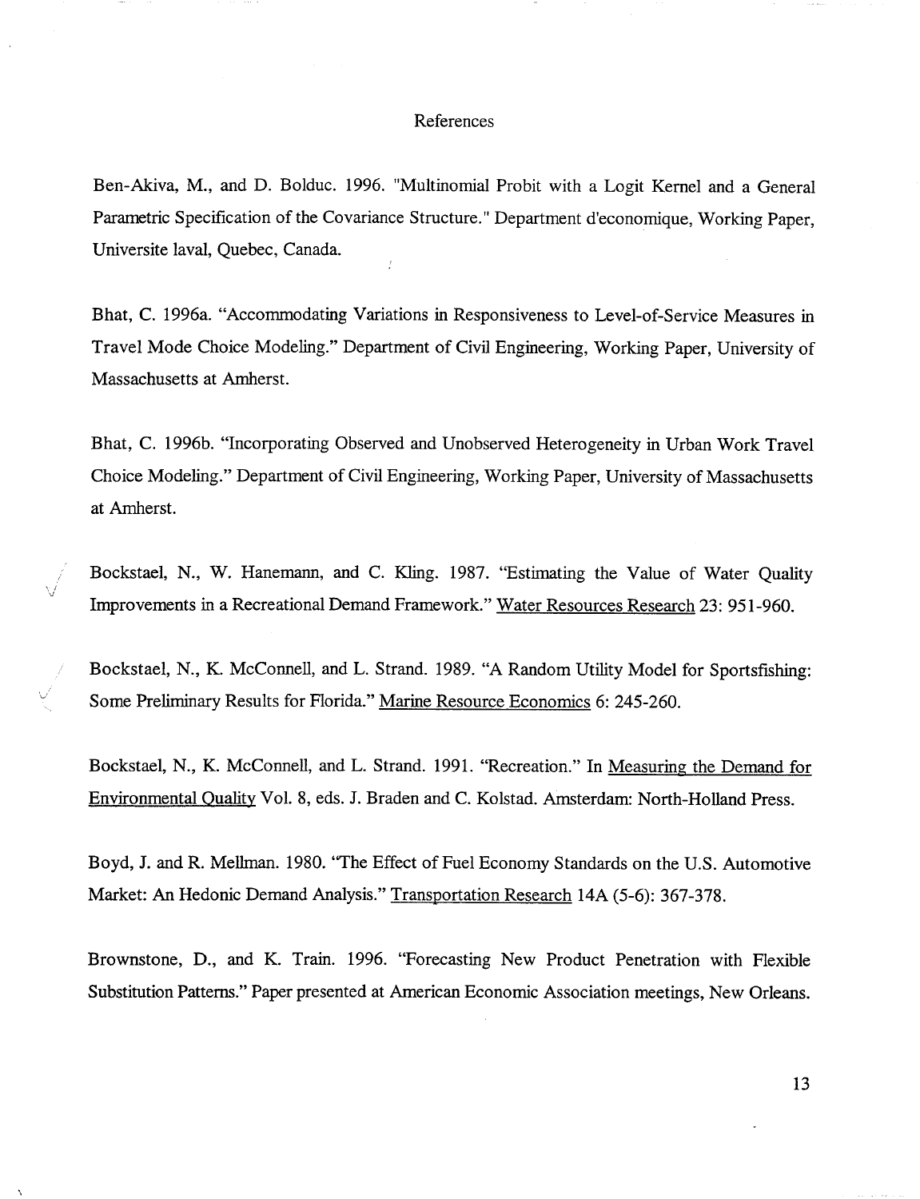## References

Ben-Akiva, M., and D. Bolduc. 1996. "Multinomial Probit with a Logit Kernel and a General Parametric Specification of the Covariance Structure." Department d'economique, Working Paper, Universite laval, Quebec, Canada.

Bhat, C. 1996a. "Accommodating Variations in Responsiveness to Level-of-Service Measures in Travel Mode Choice Modeling." Department of Civil Engineering, Working Paper, University of Massachusetts at Amherst.

Bhat, C. 1996b. "Incorporating Observed and Unobserved Heterogeneity in Urban Work Travel Choice Modeling." Department of Civil Engineering, Working Paper, University of Massachusetts at Amherst.

Bockstael, N., W. Hanemann, and C. Kling. 1987. "Estimating the Value of Water Quality Improvements in a Recreational Demand Framework." Water Resources Research 23: 951-960.

Bockstael, N., K. McConnell, and L. Strand. 1989. "A Random Utility Model for Sportsfishing: Some Preliminary Results for Florida." Marine Resource Economics 6: 245-260.

Bockstael, N., K. McConnell, and L. Strand. 1991. "Recreation." In Measuring the Demand for Environmental Quality Vol. 8, eds. J. Braden and C. Kolstad. Amsterdam: North-Holland Press.

Boyd, J. and R. Mellman. 1980. "The Effect of Fuel Economy Standards on the U.S. Automotive Market: An Hedonic Demand Analysis." Transportation Research 14A (5-6): 367-378.

Brownstone, D., and K. Train. 1996. "Forecasting New Product Penetration with Flexible Substitution Patterns." Paper presented at American Economic Association meetings, New Orleans.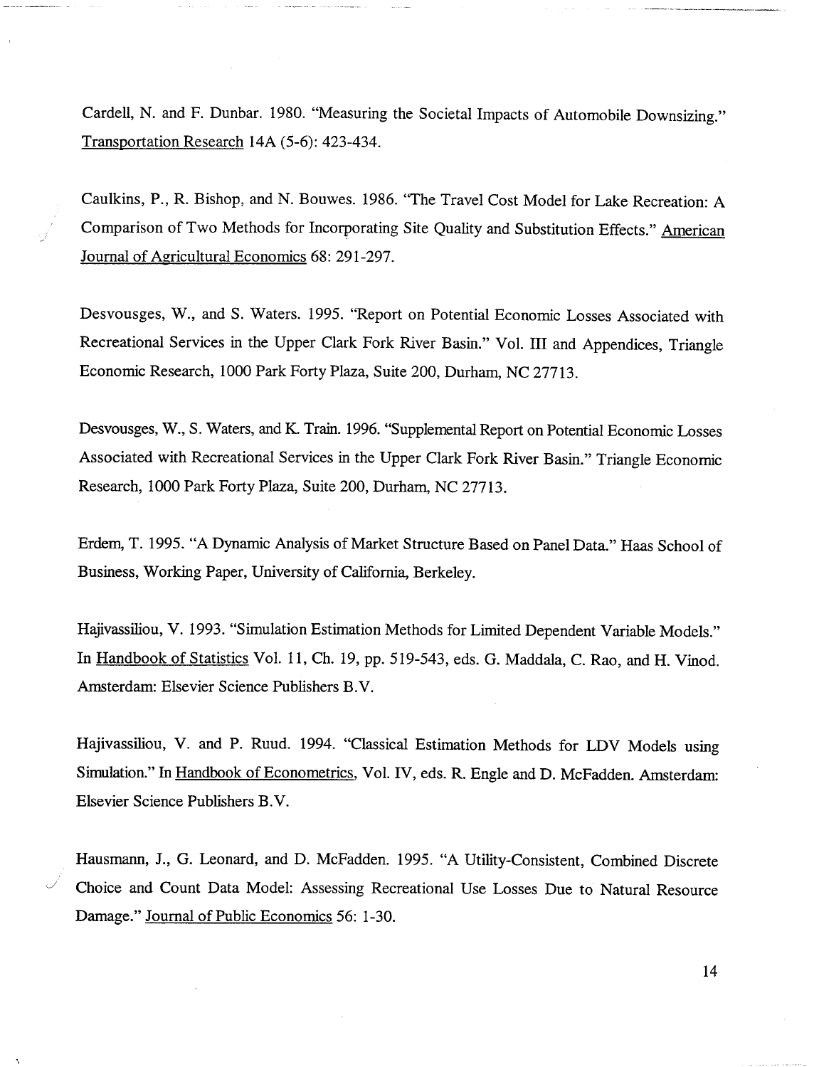Cardell, N. and F. Dunbar. 1980. "Measuring the Societal Impacts of Automobile Downsizing." Transportation Research 14A (5-6): 423-434.

Caulkins, P., R. Bishop, and N. Bouwes. 1986. "The Travel Cost Model for Lake Recreation: A Comparison of Two Methods for Incorporating Site Quality and Substitution Effects." American Journal of Agricultural Economics 68: 291-297.

Desvousges, W., and S. Waters. 1995. "Report on Potential Economic Losses Associated with Recreational Services in the Upper Clark Fork River Basin." Vol. III and Appendices, Triangle Economic Research, 1000 Park Forty Plaza, Suite 200, Durham, NC 27713.

Desvousges, W., S. Waters, and K. Train. 1996. "Supplemental Report on Potential Economic Losses Associated with Recreational Services in the Upper Clark Fork River Basin." Triangle Economic Research, 1000 Park Forty Plaza, Suite 200, Durham, NC 27713.

Erdem, T. 1995. "A Dynamic Analysis of Market Structure Based on Panel Data." Haas School of Business, Working Paper, University of California, Berkeley.

Hajivassiliou, V. 1993. "Simulation Estimation Methods for Limited Dependent Variable Models." In Handbook of Statistics Vol. 11, Ch. 19, pp. 519-543, eds. G. Maddala, C. Rao, and H. Vinod. Amsterdam: Elsevier Science Publishers B.V.

Hajivassiliou, V. and P. Ruud. 1994. "Classical Estimation Methods for LDV Models using Simulation." In Handbook of Econometrics, Vol. IV, eds. R. Engle and D. McFadden. Amsterdam: Elsevier Science Publishers B.V.

Hausmann, J., G. Leonard, and D. McFadden. 1995. "A Utility-Consistent, Combined Discrete Choice and Count Data Model: Assessing Recreational Use Losses Due to Natural Resource Damage." Journal of Public Economics 56: 1-30.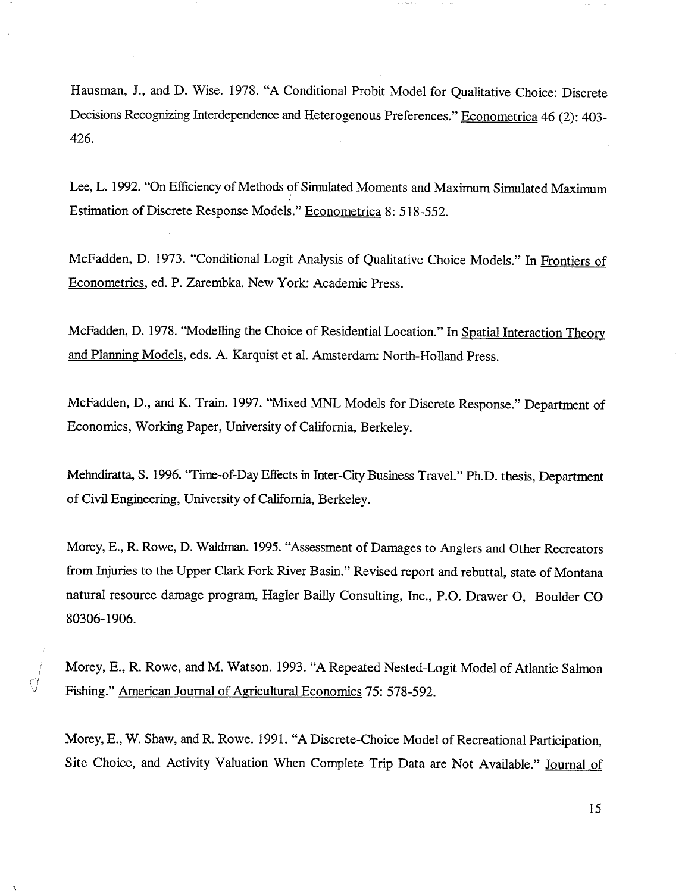Hausman, J., and D. Wise. 1978. "A Conditional Probit Model for Qualitative Choice: Discrete Decisions Recognizing Interdependence and Heterogenous Preferences." Econometrica 46 (2): 403-426.

Lee, L. 1992. "On Efficiency of Methods of Simulated Moments and Maximum Simulated Maximum Estimation of Discrete Response Models." Econometrica 8: 518-552.

McFadden, D. 1973. "Conditional Logit Analysis of Qualitative Choice Models." In Frontiers of Econometrics, ed. P. Zarembka. New York: Academic Press.

McFadden, D. 1978. "Modelling the Choice of Residential Location." In Spatial Interaction Theory and Planning Models, eds. A. Karquist et al. Amsterdam: North-Holland Press.

McFadden, D., and K. Train. 1997. "Mixed MNL Models for Discrete Response." Department of Economics, Working Paper, University of California, Berkeley.

Mehndiratta, S. 1996. "Time-of-Day Effects in Inter-City Business Travel." Ph.D. thesis, Department of Civil Engineering, University of California, Berkeley.

Morey, E., R. Rowe, D. Waldman. 1995. "Assessment of Damages to Anglers and Other Recreators from Injuries to the Upper Clark Fork River Basin." Revised report and rebuttal, state of Montana natural resource damage program, Hagler Bailly Consulting, Inc., P.O. Drawer O, Boulder CO 80306-1906.

Morey, E., R. Rowe, and M. Watson. 1993. "A Repeated Nested-Logit Model of Atlantic Salmon Fishing." American Journal of Agricultural Economics 75: 578-592.

Morey, E., W. Shaw, and R. Rowe. 1991. "A Discrete-Choice Model of Recreational Participation, Site Choice, and Activity Valuation When Complete Trip Data are Not Available." Journal of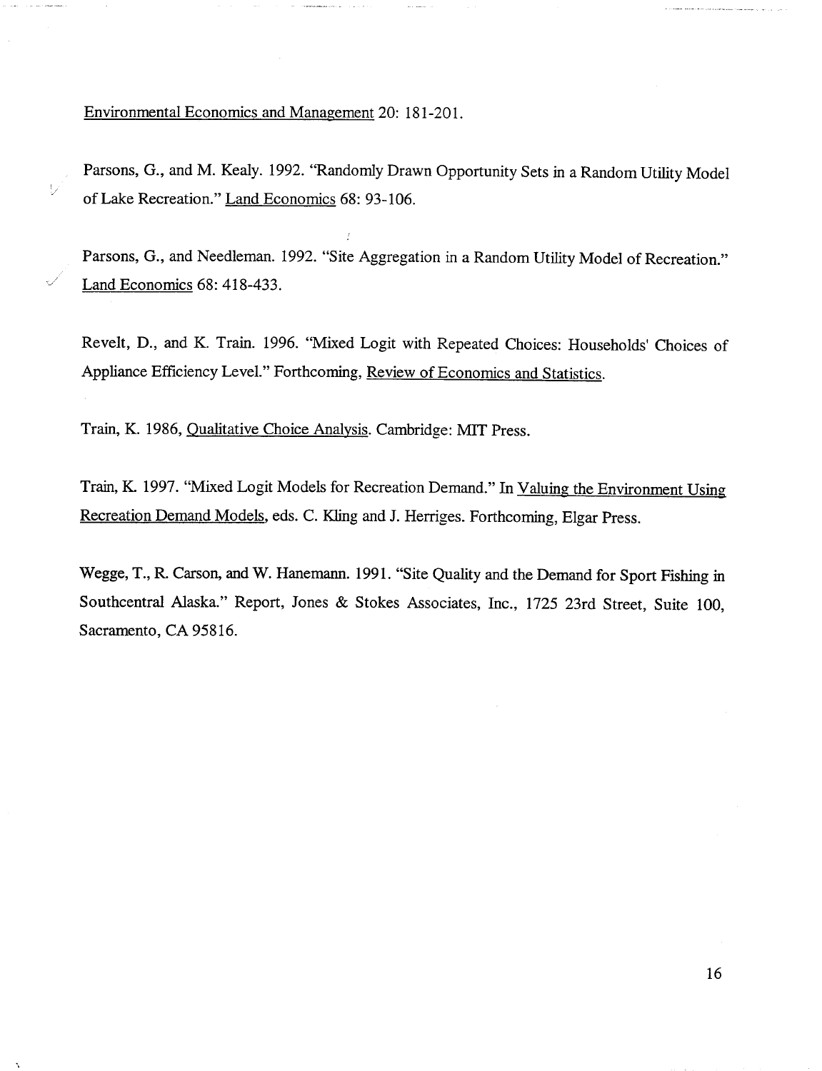Environmental Economics and Management 20: 181-201.

Parsons, G., and M. Kealy. 1992. "Randomly Drawn Opportunity Sets in a Random Utility Model of Lake Recreation." Land Economics 68: 93-106.

Parsons, G., and Needleman. 1992. "Site Aggregation in a Random Utility Model of Recreation." Land Economics 68: 418-433.

Revelt, D., and K. Train. 1996. "Mixed Logit with Repeated Choices: Households' Choices of Appliance Efficiency Level." Forthcoming, Review of Economics and Statistics.

Train, K. 1986, Qualitative Choice Analysis. Cambridge: MIT Press.

Train, K. 1997. "Mixed Logit Models for Recreation Demand." In Valuing the Environment Using Recreation Demand Models, eds. C. Kling and J. Herriges. Forthcoming, Elgar Press.

Wegge, T., R. Carson, and W. Hanemann. 1991. "Site Quality and the Demand for Sport Fishing in Southcentral Alaska." Report, Jones & Stokes Associates, Inc., 1725 23rd Street, Suite 100, Sacramento, CA 95816.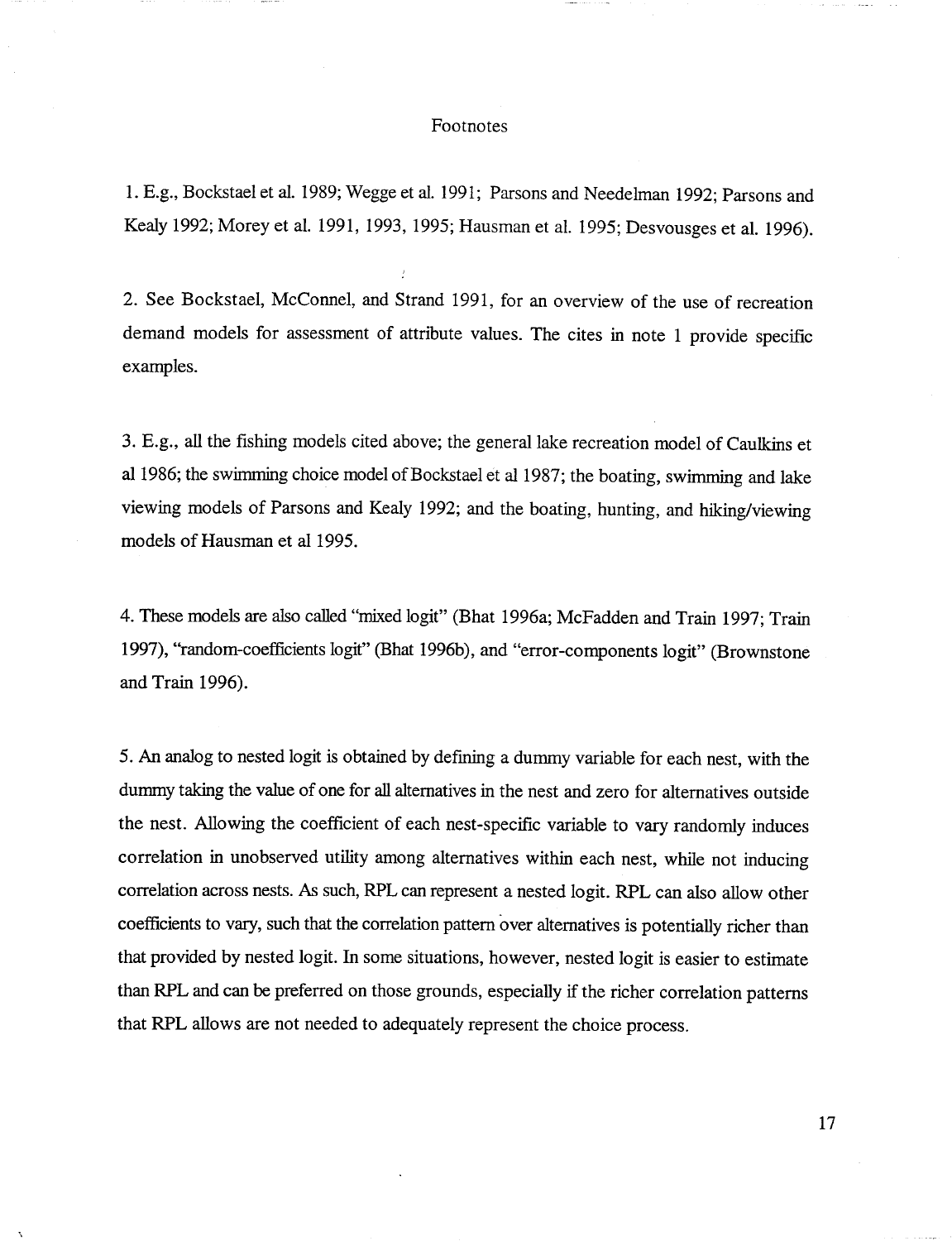# Footnotes

1. E.g., Bockstael et al. 1989; Wegge et al. 1991; Parsons and Needelman 1992; Parsons and Kealy 1992; Morey et al. 1991, 1993, 1995; Hausman et al. 1995; Desvousges et al. 1996).

2. See Bockstael, McConnel, and Strand 1991, for an overview of the use of recreation demand models for assessment of attribute values. The cites in note 1 provide specific examples.

3. E.g., all the fishing models cited above; the general lake recreation model of Caulkins et al 1986; the swimming choice model of Bockstael et al 1987; the boating, swimming and lake viewing models of Parsons and Kealy 1992; and the boating, hunting, and hiking/viewing models of Hausman et al 1995.

4. These models are also called "mixed logit" (Bhat 1996a; McFadden and Train 1997; Train 1997), "random-coefficients logit" (Bhat 1996b), and "error-components logit" (Brownstone and Train 1996).

5. An analog to nested logit is obtained by defining a dummy variable for each nest, with the dummy taking the value of one for all alternatives in the nest and zero for alternatives outside the nest. Allowing the coefficient of each nest-specific variable to vary randomly induces correlation in unobserved utility among alternatives within each nest, while not inducing correlation across nests. As such, RPL can represent a nested logit. RPL can also allow other coefficients to vary, such that the correlation pattern over alternatives is potentially richer than that provided by nested logit. In some situations, however, nested logit is easier to estimate than RPL and can be preferred on those grounds, especially if the richer correlation patterns that RPL allows are not needed to adequately represent the choice process.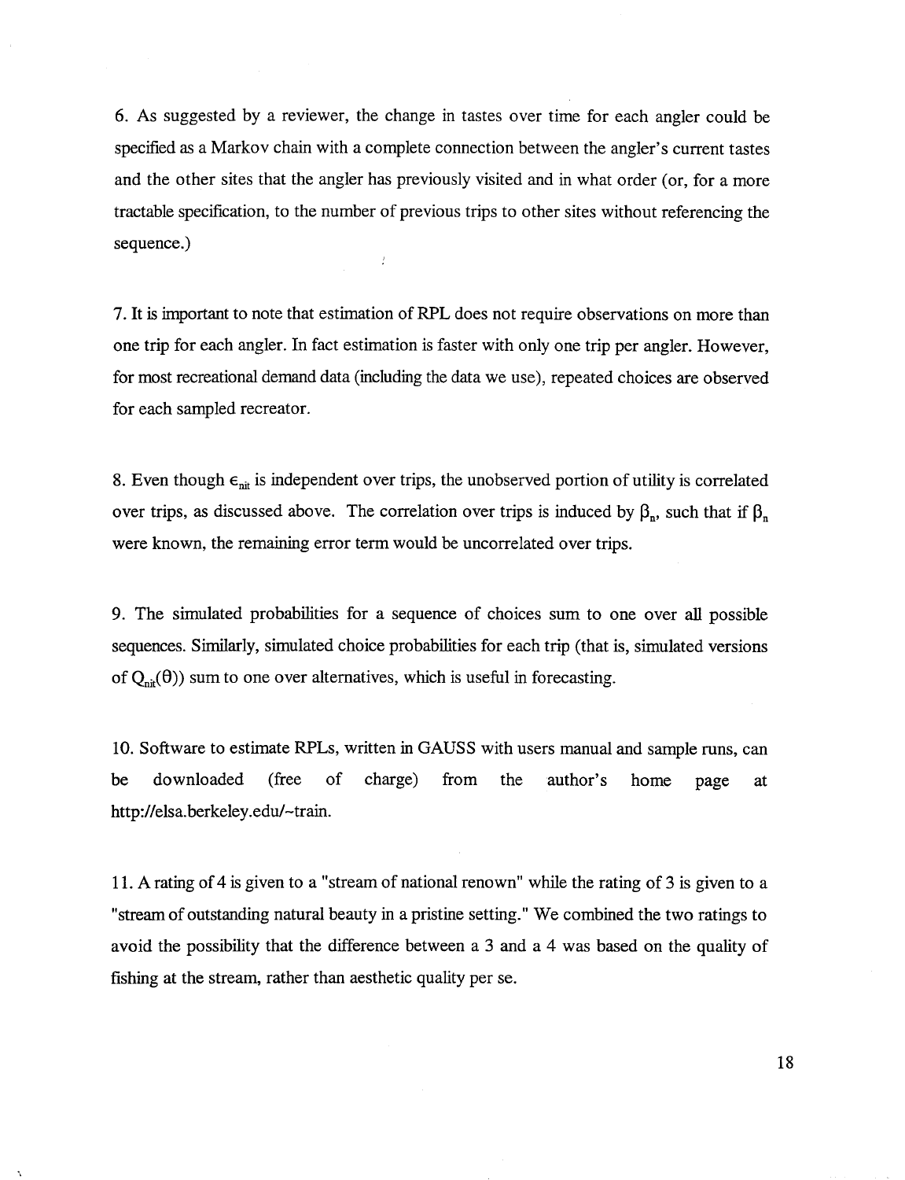6. As suggested by a reviewer, the change in tastes over time for each angler could be specified as a Markov chain with a complete connection between the angler's current tastes and the other sites that the angler has previously visited and in what order (or, for a more tractable specification, to the number of previous trips to other sites without referencing the sequence.)

7. It is important to note that estimation of RPL does not require observations on more than one trip for each angler. In fact estimation is faster with only one trip per angler. However, for most recreational demand data (including the data we use), repeated choices are observed for each sampled recreator.

8. Even though $\epsilon_{nit}$ is independent over trips, the unobserved portion of utility is correlated over trips, as discussed above. The correlation over trips is induced by $\beta_n$, such that if $\beta_n$ were known, the remaining error term would be uncorrelated over trips.

9. The simulated probabilities for a sequence of choices sum to one over all possible sequences. Similarly, simulated choice probabilities for each trip (that is, simulated versions of $Q_{nit}(\theta)$) sum to one over alternatives, which is useful in forecasting.

10. Software to estimate RPLs, written in GAUSS with users manual and sample runs, can be downloaded (free of charge) from the author's home page at http://elsa.berkeley.edu/~train.

11. A rating of 4 is given to a "stream of national renown" while the rating of 3 is given to a "stream of outstanding natural beauty in a pristine setting." We combined the two ratings to avoid the possibility that the difference between a 3 and a 4 was based on the quality of fishing at the stream, rather than aesthetic quality per se.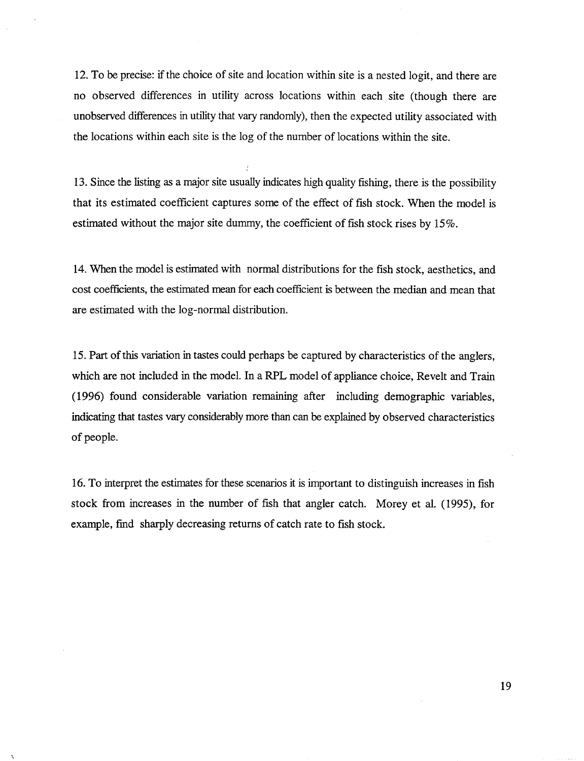12. To be precise: if the choice of site and location within site is a nested logit, and there are no observed differences in utility across locations within each site (though there are unobserved differences in utility that vary randomly), then the expected utility associated with the locations within each site is the log of the number of locations within the site.

13. Since the listing as a major site usually indicates high quality fishing, there is the possibility that its estimated coefficient captures some of the effect of fish stock. When the model is estimated without the major site dummy, the coefficient of fish stock rises by 15%.

14. When the model is estimated with normal distributions for the fish stock, aesthetics, and cost coefficients, the estimated mean for each coefficient is between the median and mean that are estimated with the log-normal distribution.

15. Part of this variation in tastes could perhaps be captured by characteristics of the anglers, which are not included in the model. In a RPL model of appliance choice, Revelt and Train (1996) found considerable variation remaining after including demographic variables, indicating that tastes vary considerably more than can be explained by observed characteristics of people.

16. To interpret the estimates for these scenarios it is important to distinguish increases in fish stock from increases in the number of fish that angler catch. Morey et al. (1995), for example, find sharply decreasing returns of catch rate to fish stock.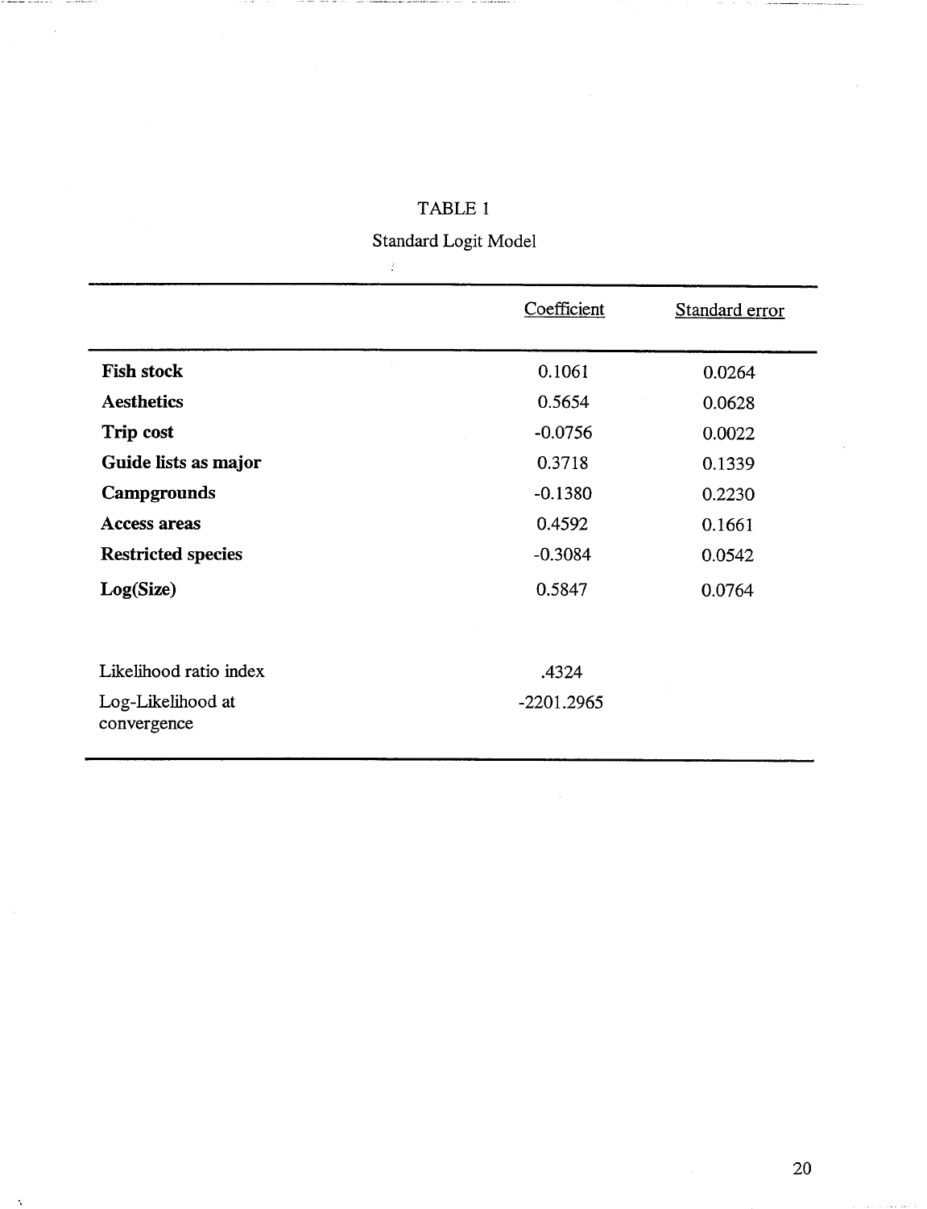TABLE 1

Standard Logit Model

| | Coefficient | Standard error |
|---|---|---|
| **Fish stock** | 0.1061 | 0.0264 |
| **Aesthetics** | 0.5654 | 0.0628 |
| **Trip cost** | -0.0756 | 0.0022 |
| **Guide lists as major** | 0.3718 | 0.1339 |
| **Campgrounds** | -0.1380 | 0.2230 |
| **Access areas** | 0.4592 | 0.1661 |
| **Restricted species** | -0.3084 | 0.0542 |
| **Log(Size)** | 0.5847 | 0.0764 |
| | | |
| Likelihood ratio index | .4324 | |
| Log-Likelihood at convergence | -2201.2965 | |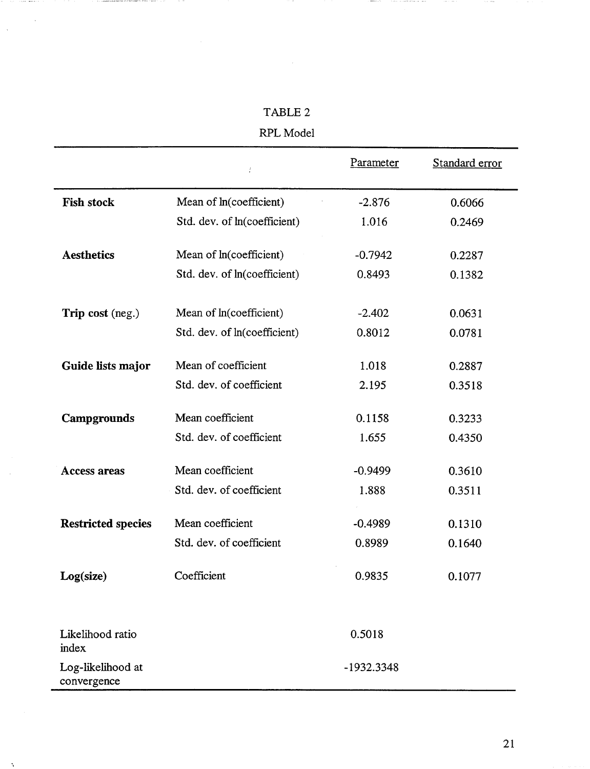TABLE 2

RPL Model

| | | Parameter | Standard error |
|---|---|---|---|
| **Fish stock** | Mean of ln(coefficient) | -2.876 | 0.6066 |
| | Std. dev. of ln(coefficient) | 1.016 | 0.2469 |
| **Aesthetics** | Mean of ln(coefficient) | -0.7942 | 0.2287 |
| | Std. dev. of ln(coefficient) | 0.8493 | 0.1382 |
| **Trip cost** (neg.) | Mean of ln(coefficient) | -2.402 | 0.0631 |
| | Std. dev. of ln(coefficient) | 0.8012 | 0.0781 |
| **Guide lists major** | Mean of coefficient | 1.018 | 0.2887 |
| | Std. dev. of coefficient | 2.195 | 0.3518 |
| **Campgrounds** | Mean coefficient | 0.1158 | 0.3233 |
| | Std. dev. of coefficient | 1.655 | 0.4350 |
| **Access areas** | Mean coefficient | -0.9499 | 0.3610 |
| | Std. dev. of coefficient | 1.888 | 0.3511 |
| **Restricted species** | Mean coefficient | -0.4989 | 0.1310 |
| | Std. dev. of coefficient | 0.8989 | 0.1640 |
| **Log(size)** | Coefficient | 0.9835 | 0.1077 |
| Likelihood ratio index | | 0.5018 | |
| Log-likelihood at convergence | | -1932.3348 | |